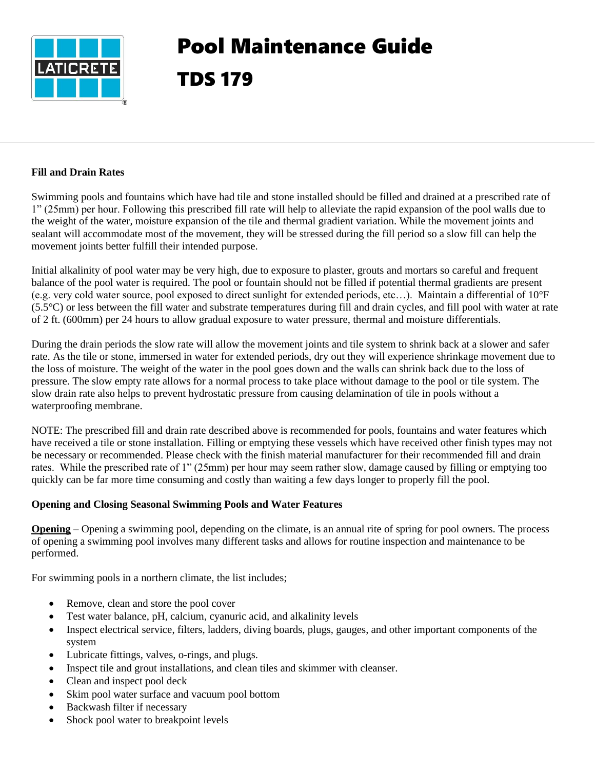# Pool Maintenance Guide

# TDS 179

**Fill and Drain Rates**

Swimming pools and fountains which have had tile and stone installed should be filled and drained at a prescribed rate of 1" (25mm) per hour. Following this prescribed fill rate will help to alleviate the rapid expansion of the pool walls due to the weight of the water, moisture expansion of the tile and thermal gradient variation. While the movement joints and sealant will accommodate most of the movement, they will be stressed during the fill period so a slow fill can help the movement joints better fulfill their intended purpose.

Initial alkalinity of pool water may be very high, due to exposure to plaster, grouts and mortars so careful and frequent balance of the pool water is required. The pool or fountain should not be filled if potential thermal gradients are present (e.g. very cold water source, pool exposed to direct sunlight for extended periods, etc…). Maintain a differential of 10°F (5.5°C) or less between the fill water and substrate temperatures during fill and drain cycles, and fill pool with water at rate of 2 ft. (600mm) per 24 hours to allow gradual exposure to water pressure, thermal and moisture differentials.

During the drain periods the slow rate will allow the movement joints and tile system to shrink back at a slower and safer rate. As the tile or stone, immersed in water for extended periods, dry out they will experience shrinkage movement due to the loss of moisture. The weight of the water in the pool goes down and the walls can shrink back due to the loss of pressure. The slow empty rate allows for a normal process to take place without damage to the pool or tile system. The slow drain rate also helps to prevent hydrostatic pressure from causing delamination of tile in pools without a waterproofing membrane.

NOTE: The prescribed fill and drain rate described above is recommended for pools, fountains and water features which have received a tile or stone installation. Filling or emptying these vessels which have received other finish types may not be necessary or recommended. Please check with the finish material manufacturer for their recommended fill and drain rates. While the prescribed rate of 1" (25mm) per hour may seem rather slow, damage caused by filling or emptying too quickly can be far more time consuming and costly than waiting a few days longer to properly fill the pool.

**Opening and Closing Seasonal Swimming Pools and Water Features**

**Opening** – Opening a swimming pool, depending on the climate, is an annual rite of spring for pool owners. The process of opening a swimming pool involves many different tasks and allows for routine inspection and maintenance to be performed.

For swimming pools in a northern climate, the list includes;

- Remove, clean and store the pool cover
- Test water balance, pH, calcium, cyanuric acid, and alkalinity levels
- Inspect electrical service, filters, ladders, diving boards, plugs, gauges, and other important components of the system
- Lubricate fittings, valves, o-rings, and plugs.
- Inspect tile and grout installations, and clean tiles and skimmer with cleanser.
- Clean and inspect pool deck
- Skim pool water surface and vacuum pool bottom
- Backwash filter if necessary
- Shock pool water to breakpoint levels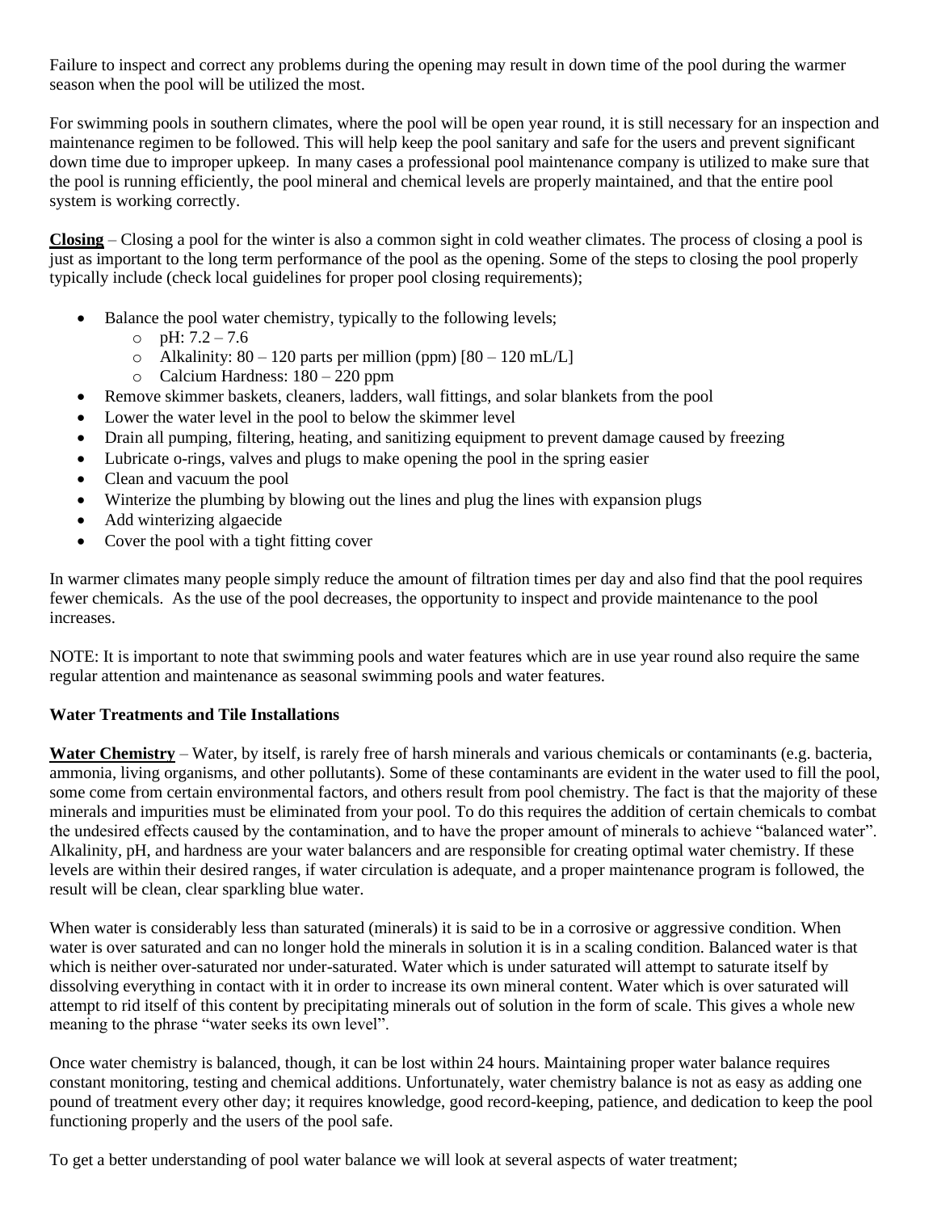Failure to inspect and correct any problems during the opening may result in down time of the pool during the warmer season when the pool will be utilized the most.

For swimming pools in southern climates, where the pool will be open year round, it is still necessary for an inspection and maintenance regimen to be followed. This will help keep the pool sanitary and safe for the users and prevent significant down time due to improper upkeep. In many cases a professional pool maintenance company is utilized to make sure that the pool is running efficiently, the pool mineral and chemical levels are properly maintained, and that the entire pool system is working correctly.

**Closing** – Closing a pool for the winter is also a common sight in cold weather climates. The process of closing a pool is just as important to the long term performance of the pool as the opening. Some of the steps to closing the pool properly typically include (check local guidelines for proper pool closing requirements);

- Balance the pool water chemistry, typically to the following levels;
  - pH: 7.2 – 7.6
  - Alkalinity: 80 – 120 parts per million (ppm) [80 – 120 mL/L]
  - Calcium Hardness: 180 – 220 ppm
- Remove skimmer baskets, cleaners, ladders, wall fittings, and solar blankets from the pool
- Lower the water level in the pool to below the skimmer level
- Drain all pumping, filtering, heating, and sanitizing equipment to prevent damage caused by freezing
- Lubricate o-rings, valves and plugs to make opening the pool in the spring easier
- Clean and vacuum the pool
- Winterize the plumbing by blowing out the lines and plug the lines with expansion plugs
- Add winterizing algaecide
- Cover the pool with a tight fitting cover

In warmer climates many people simply reduce the amount of filtration times per day and also find that the pool requires fewer chemicals. As the use of the pool decreases, the opportunity to inspect and provide maintenance to the pool increases.

NOTE: It is important to note that swimming pools and water features which are in use year round also require the same regular attention and maintenance as seasonal swimming pools and water features.

### Water Treatments and Tile Installations

**Water Chemistry** – Water, by itself, is rarely free of harsh minerals and various chemicals or contaminants (e.g. bacteria, ammonia, living organisms, and other pollutants). Some of these contaminants are evident in the water used to fill the pool, some come from certain environmental factors, and others result from pool chemistry. The fact is that the majority of these minerals and impurities must be eliminated from your pool. To do this requires the addition of certain chemicals to combat the undesired effects caused by the contamination, and to have the proper amount of minerals to achieve "balanced water". Alkalinity, pH, and hardness are your water balancers and are responsible for creating optimal water chemistry. If these levels are within their desired ranges, if water circulation is adequate, and a proper maintenance program is followed, the result will be clean, clear sparkling blue water.

When water is considerably less than saturated (minerals) it is said to be in a corrosive or aggressive condition. When water is over saturated and can no longer hold the minerals in solution it is in a scaling condition. Balanced water is that which is neither over-saturated nor under-saturated. Water which is under saturated will attempt to saturate itself by dissolving everything in contact with it in order to increase its own mineral content. Water which is over saturated will attempt to rid itself of this content by precipitating minerals out of solution in the form of scale. This gives a whole new meaning to the phrase "water seeks its own level".

Once water chemistry is balanced, though, it can be lost within 24 hours. Maintaining proper water balance requires constant monitoring, testing and chemical additions. Unfortunately, water chemistry balance is not as easy as adding one pound of treatment every other day; it requires knowledge, good record-keeping, patience, and dedication to keep the pool functioning properly and the users of the pool safe.

To get a better understanding of pool water balance we will look at several aspects of water treatment;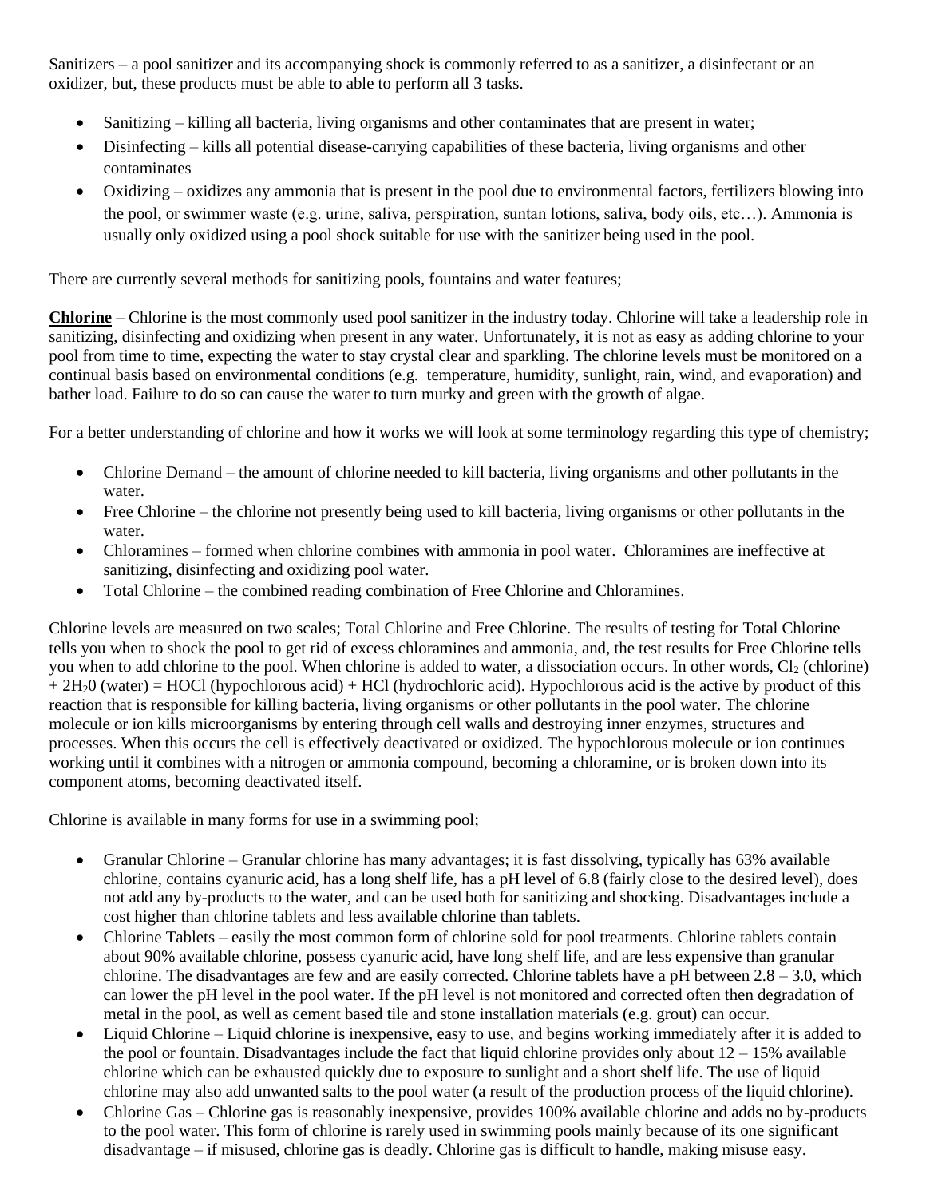Sanitizers – a pool sanitizer and its accompanying shock is commonly referred to as a sanitizer, a disinfectant or an oxidizer, but, these products must be able to able to perform all 3 tasks.

- Sanitizing – killing all bacteria, living organisms and other contaminates that are present in water;
- Disinfecting – kills all potential disease-carrying capabilities of these bacteria, living organisms and other contaminates
- Oxidizing – oxidizes any ammonia that is present in the pool due to environmental factors, fertilizers blowing into the pool, or swimmer waste (e.g. urine, saliva, perspiration, suntan lotions, saliva, body oils, etc…). Ammonia is usually only oxidized using a pool shock suitable for use with the sanitizer being used in the pool.

There are currently several methods for sanitizing pools, fountains and water features;

**Chlorine** – Chlorine is the most commonly used pool sanitizer in the industry today. Chlorine will take a leadership role in sanitizing, disinfecting and oxidizing when present in any water. Unfortunately, it is not as easy as adding chlorine to your pool from time to time, expecting the water to stay crystal clear and sparkling. The chlorine levels must be monitored on a continual basis based on environmental conditions (e.g. temperature, humidity, sunlight, rain, wind, and evaporation) and bather load. Failure to do so can cause the water to turn murky and green with the growth of algae.

For a better understanding of chlorine and how it works we will look at some terminology regarding this type of chemistry;

- Chlorine Demand – the amount of chlorine needed to kill bacteria, living organisms and other pollutants in the water.
- Free Chlorine – the chlorine not presently being used to kill bacteria, living organisms or other pollutants in the water.
- Chloramines – formed when chlorine combines with ammonia in pool water. Chloramines are ineffective at sanitizing, disinfecting and oxidizing pool water.
- Total Chlorine – the combined reading combination of Free Chlorine and Chloramines.

Chlorine levels are measured on two scales; Total Chlorine and Free Chlorine. The results of testing for Total Chlorine tells you when to shock the pool to get rid of excess chloramines and ammonia, and, the test results for Free Chlorine tells you when to add chlorine to the pool. When chlorine is added to water, a dissociation occurs. In other words, $Cl_2$ (chlorine) + $2H_20$ (water) = HOCl (hypochlorous acid) + HCl (hydrochloric acid). Hypochlorous acid is the active by product of this reaction that is responsible for killing bacteria, living organisms or other pollutants in the pool water. The chlorine molecule or ion kills microorganisms by entering through cell walls and destroying inner enzymes, structures and processes. When this occurs the cell is effectively deactivated or oxidized. The hypochlorous molecule or ion continues working until it combines with a nitrogen or ammonia compound, becoming a chloramine, or is broken down into its component atoms, becoming deactivated itself.

Chlorine is available in many forms for use in a swimming pool;

- Granular Chlorine – Granular chlorine has many advantages; it is fast dissolving, typically has 63% available chlorine, contains cyanuric acid, has a long shelf life, has a pH level of 6.8 (fairly close to the desired level), does not add any by-products to the water, and can be used both for sanitizing and shocking. Disadvantages include a cost higher than chlorine tablets and less available chlorine than tablets.
- Chlorine Tablets – easily the most common form of chlorine sold for pool treatments. Chlorine tablets contain about 90% available chlorine, possess cyanuric acid, have long shelf life, and are less expensive than granular chlorine. The disadvantages are few and are easily corrected. Chlorine tablets have a pH between 2.8 – 3.0, which can lower the pH level in the pool water. If the pH level is not monitored and corrected often then degradation of metal in the pool, as well as cement based tile and stone installation materials (e.g. grout) can occur.
- Liquid Chlorine – Liquid chlorine is inexpensive, easy to use, and begins working immediately after it is added to the pool or fountain. Disadvantages include the fact that liquid chlorine provides only about 12 – 15% available chlorine which can be exhausted quickly due to exposure to sunlight and a short shelf life. The use of liquid chlorine may also add unwanted salts to the pool water (a result of the production process of the liquid chlorine).
- Chlorine Gas – Chlorine gas is reasonably inexpensive, provides 100% available chlorine and adds no by-products to the pool water. This form of chlorine is rarely used in swimming pools mainly because of its one significant disadvantage – if misused, chlorine gas is deadly. Chlorine gas is difficult to handle, making misuse easy.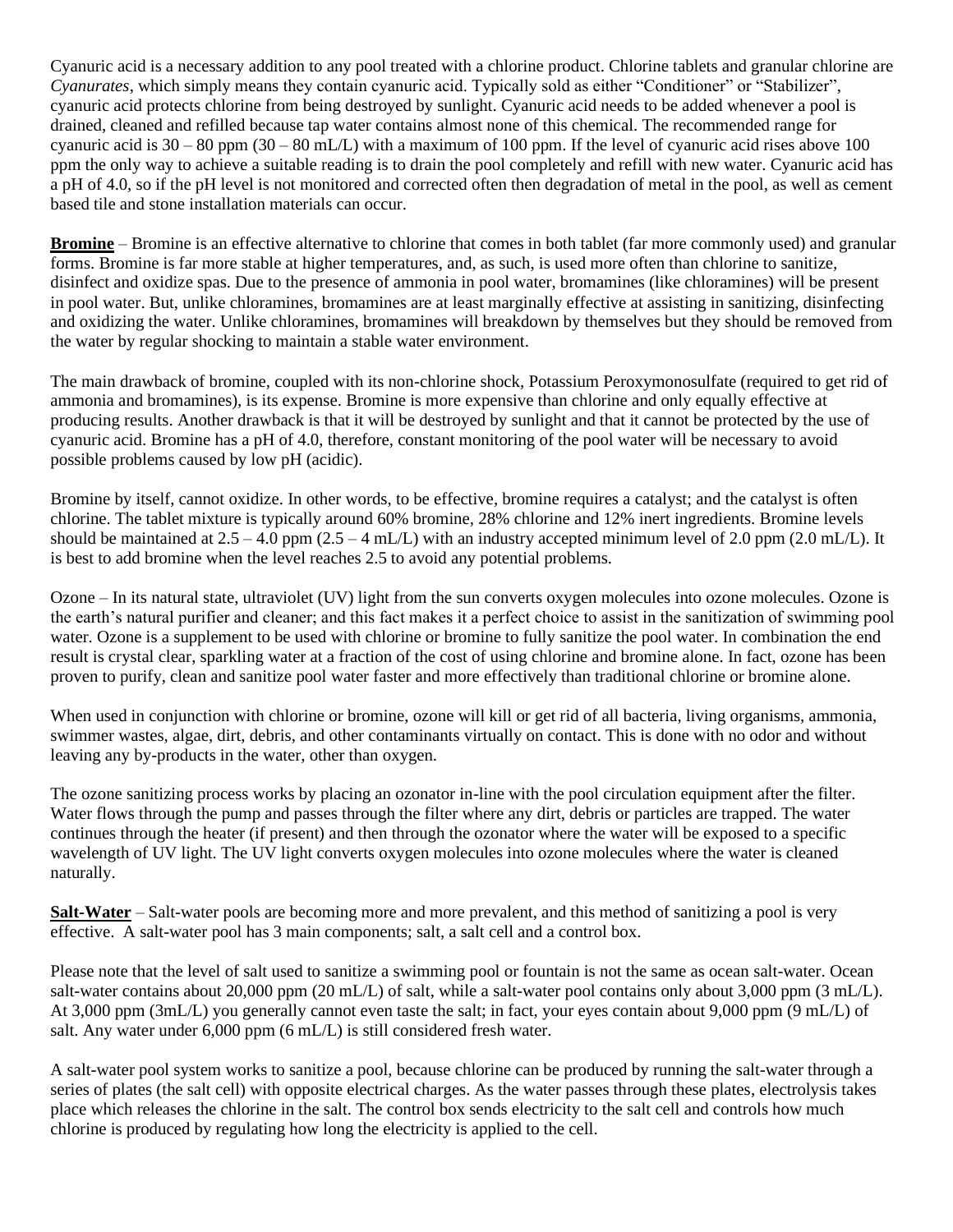Cyanuric acid is a necessary addition to any pool treated with a chlorine product. Chlorine tablets and granular chlorine are *Cyanurates*, which simply means they contain cyanuric acid. Typically sold as either "Conditioner" or "Stabilizer", cyanuric acid protects chlorine from being destroyed by sunlight. Cyanuric acid needs to be added whenever a pool is drained, cleaned and refilled because tap water contains almost none of this chemical. The recommended range for cyanuric acid is 30 – 80 ppm (30 – 80 mL/L) with a maximum of 100 ppm. If the level of cyanuric acid rises above 100 ppm the only way to achieve a suitable reading is to drain the pool completely and refill with new water. Cyanuric acid has a pH of 4.0, so if the pH level is not monitored and corrected often then degradation of metal in the pool, as well as cement based tile and stone installation materials can occur.

**Bromine** – Bromine is an effective alternative to chlorine that comes in both tablet (far more commonly used) and granular forms. Bromine is far more stable at higher temperatures, and, as such, is used more often than chlorine to sanitize, disinfect and oxidize spas. Due to the presence of ammonia in pool water, bromamines (like chloramines) will be present in pool water. But, unlike chloramines, bromamines are at least marginally effective at assisting in sanitizing, disinfecting and oxidizing the water. Unlike chloramines, bromamines will breakdown by themselves but they should be removed from the water by regular shocking to maintain a stable water environment.

The main drawback of bromine, coupled with its non-chlorine shock, Potassium Peroxymonosulfate (required to get rid of ammonia and bromamines), is its expense. Bromine is more expensive than chlorine and only equally effective at producing results. Another drawback is that it will be destroyed by sunlight and that it cannot be protected by the use of cyanuric acid. Bromine has a pH of 4.0, therefore, constant monitoring of the pool water will be necessary to avoid possible problems caused by low pH (acidic).

Bromine by itself, cannot oxidize. In other words, to be effective, bromine requires a catalyst; and the catalyst is often chlorine. The tablet mixture is typically around 60% bromine, 28% chlorine and 12% inert ingredients. Bromine levels should be maintained at 2.5 – 4.0 ppm (2.5 – 4 mL/L) with an industry accepted minimum level of 2.0 ppm (2.0 mL/L). It is best to add bromine when the level reaches 2.5 to avoid any potential problems.

Ozone – In its natural state, ultraviolet (UV) light from the sun converts oxygen molecules into ozone molecules. Ozone is the earth's natural purifier and cleaner; and this fact makes it a perfect choice to assist in the sanitization of swimming pool water. Ozone is a supplement to be used with chlorine or bromine to fully sanitize the pool water. In combination the end result is crystal clear, sparkling water at a fraction of the cost of using chlorine and bromine alone. In fact, ozone has been proven to purify, clean and sanitize pool water faster and more effectively than traditional chlorine or bromine alone.

When used in conjunction with chlorine or bromine, ozone will kill or get rid of all bacteria, living organisms, ammonia, swimmer wastes, algae, dirt, debris, and other contaminants virtually on contact. This is done with no odor and without leaving any by-products in the water, other than oxygen.

The ozone sanitizing process works by placing an ozonator in-line with the pool circulation equipment after the filter. Water flows through the pump and passes through the filter where any dirt, debris or particles are trapped. The water continues through the heater (if present) and then through the ozonator where the water will be exposed to a specific wavelength of UV light. The UV light converts oxygen molecules into ozone molecules where the water is cleaned naturally.

**Salt-Water** – Salt-water pools are becoming more and more prevalent, and this method of sanitizing a pool is very effective. A salt-water pool has 3 main components; salt, a salt cell and a control box.

Please note that the level of salt used to sanitize a swimming pool or fountain is not the same as ocean salt-water. Ocean salt-water contains about 20,000 ppm (20 mL/L) of salt, while a salt-water pool contains only about 3,000 ppm (3 mL/L). At 3,000 ppm (3mL/L) you generally cannot even taste the salt; in fact, your eyes contain about 9,000 ppm (9 mL/L) of salt. Any water under 6,000 ppm (6 mL/L) is still considered fresh water.

A salt-water pool system works to sanitize a pool, because chlorine can be produced by running the salt-water through a series of plates (the salt cell) with opposite electrical charges. As the water passes through these plates, electrolysis takes place which releases the chlorine in the salt. The control box sends electricity to the salt cell and controls how much chlorine is produced by regulating how long the electricity is applied to the cell.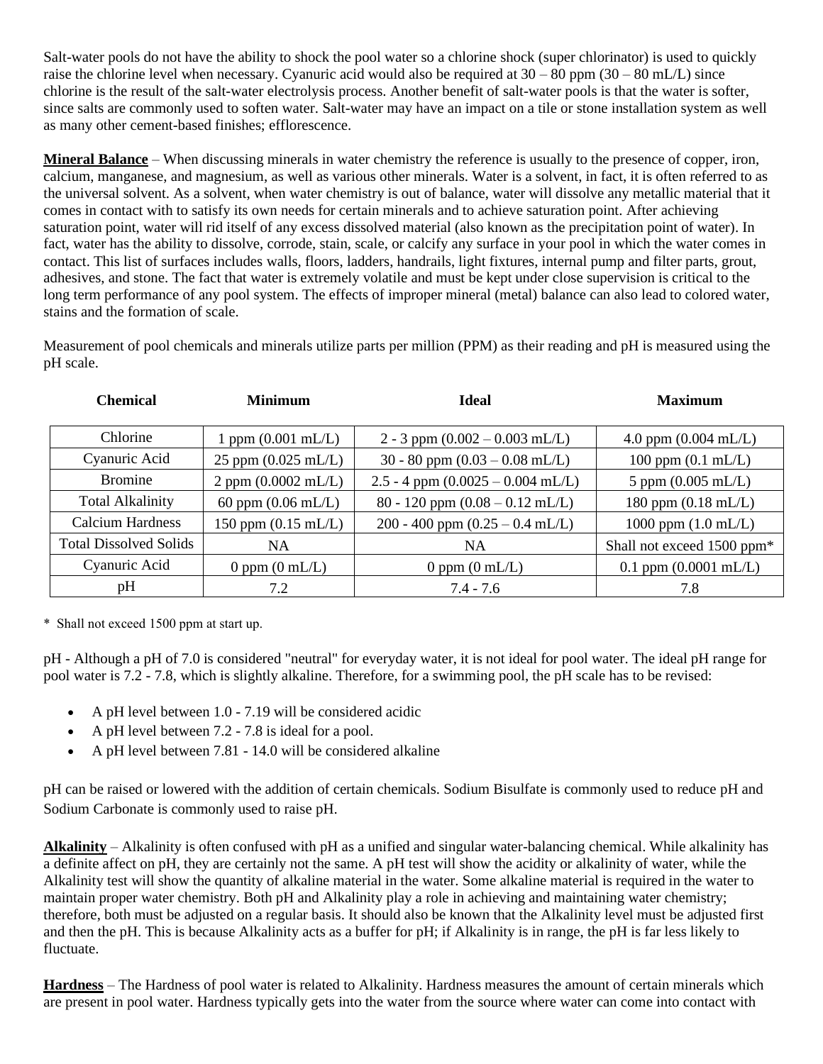Salt-water pools do not have the ability to shock the pool water so a chlorine shock (super chlorinator) is used to quickly raise the chlorine level when necessary. Cyanuric acid would also be required at 30 – 80 ppm (30 – 80 mL/L) since chlorine is the result of the salt-water electrolysis process. Another benefit of salt-water pools is that the water is softer, since salts are commonly used to soften water. Salt-water may have an impact on a tile or stone installation system as well as many other cement-based finishes; efflorescence.

**Mineral Balance** – When discussing minerals in water chemistry the reference is usually to the presence of copper, iron, calcium, manganese, and magnesium, as well as various other minerals. Water is a solvent, in fact, it is often referred to as the universal solvent. As a solvent, when water chemistry is out of balance, water will dissolve any metallic material that it comes in contact with to satisfy its own needs for certain minerals and to achieve saturation point. After achieving saturation point, water will rid itself of any excess dissolved material (also known as the precipitation point of water). In fact, water has the ability to dissolve, corrode, stain, scale, or calcify any surface in your pool in which the water comes in contact. This list of surfaces includes walls, floors, ladders, handrails, light fixtures, internal pump and filter parts, grout, adhesives, and stone. The fact that water is extremely volatile and must be kept under close supervision is critical to the long term performance of any pool system. The effects of improper mineral (metal) balance can also lead to colored water, stains and the formation of scale.

Measurement of pool chemicals and minerals utilize parts per million (PPM) as their reading and pH is measured using the pH scale.

| Chemical | Minimum | Ideal | Maximum |
|---|---|---|---|
| Chlorine | 1 ppm (0.001 mL/L) | 2 - 3 ppm (0.002 – 0.003 mL/L) | 4.0 ppm (0.004 mL/L) |
| Cyanuric Acid | 25 ppm (0.025 mL/L) | 30 - 80 ppm (0.03 – 0.08 mL/L) | 100 ppm (0.1 mL/L) |
| Bromine | 2 ppm (0.0002 mL/L) | 2.5 - 4 ppm (0.0025 – 0.004 mL/L) | 5 ppm (0.005 mL/L) |
| Total Alkalinity | 60 ppm (0.06 mL/L) | 80 - 120 ppm (0.08 – 0.12 mL/L) | 180 ppm (0.18 mL/L) |
| Calcium Hardness | 150 ppm (0.15 mL/L) | 200 - 400 ppm (0.25 – 0.4 mL/L) | 1000 ppm (1.0 mL/L) |
| Total Dissolved Solids | NA | NA | Shall not exceed 1500 ppm* |
| Cyanuric Acid | 0 ppm (0 mL/L) | 0 ppm (0 mL/L) | 0.1 ppm (0.0001 mL/L) |
| pH | 7.2 | 7.4 - 7.6 | 7.8 |

\* Shall not exceed 1500 ppm at start up.

pH - Although a pH of 7.0 is considered "neutral" for everyday water, it is not ideal for pool water. The ideal pH range for pool water is 7.2 - 7.8, which is slightly alkaline. Therefore, for a swimming pool, the pH scale has to be revised:

- A pH level between 1.0 - 7.19 will be considered acidic
- A pH level between 7.2 - 7.8 is ideal for a pool.
- A pH level between 7.81 - 14.0 will be considered alkaline

pH can be raised or lowered with the addition of certain chemicals. Sodium Bisulfate is commonly used to reduce pH and Sodium Carbonate is commonly used to raise pH.

**Alkalinity** – Alkalinity is often confused with pH as a unified and singular water-balancing chemical. While alkalinity has a definite affect on pH, they are certainly not the same. A pH test will show the acidity or alkalinity of water, while the Alkalinity test will show the quantity of alkaline material in the water. Some alkaline material is required in the water to maintain proper water chemistry. Both pH and Alkalinity play a role in achieving and maintaining water chemistry; therefore, both must be adjusted on a regular basis. It should also be known that the Alkalinity level must be adjusted first and then the pH. This is because Alkalinity acts as a buffer for pH; if Alkalinity is in range, the pH is far less likely to fluctuate.

**Hardness** – The Hardness of pool water is related to Alkalinity. Hardness measures the amount of certain minerals which are present in pool water. Hardness typically gets into the water from the source where water can come into contact with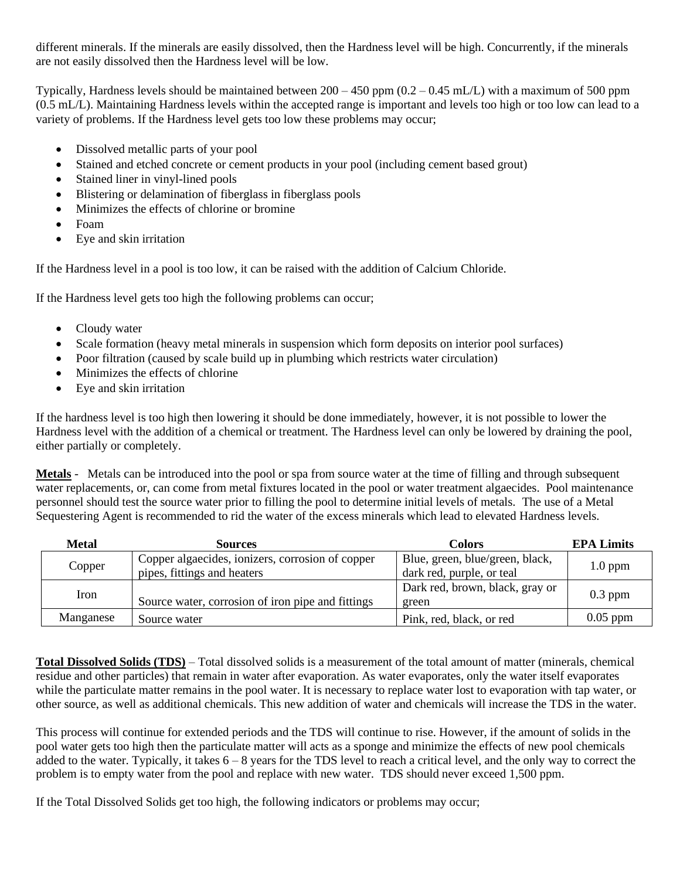different minerals. If the minerals are easily dissolved, then the Hardness level will be high. Concurrently, if the minerals are not easily dissolved then the Hardness level will be low.

Typically, Hardness levels should be maintained between 200 – 450 ppm (0.2 – 0.45 mL/L) with a maximum of 500 ppm (0.5 mL/L). Maintaining Hardness levels within the accepted range is important and levels too high or too low can lead to a variety of problems. If the Hardness level gets too low these problems may occur;

- Dissolved metallic parts of your pool
- Stained and etched concrete or cement products in your pool (including cement based grout)
- Stained liner in vinyl-lined pools
- Blistering or delamination of fiberglass in fiberglass pools
- Minimizes the effects of chlorine or bromine
- Foam
- Eye and skin irritation

If the Hardness level in a pool is too low, it can be raised with the addition of Calcium Chloride.

If the Hardness level gets too high the following problems can occur;

- Cloudy water
- Scale formation (heavy metal minerals in suspension which form deposits on interior pool surfaces)
- Poor filtration (caused by scale build up in plumbing which restricts water circulation)
- Minimizes the effects of chlorine
- Eye and skin irritation

If the hardness level is too high then lowering it should be done immediately, however, it is not possible to lower the Hardness level with the addition of a chemical or treatment. The Hardness level can only be lowered by draining the pool, either partially or completely.

**Metals** - Metals can be introduced into the pool or spa from source water at the time of filling and through subsequent water replacements, or, can come from metal fixtures located in the pool or water treatment algaecides. Pool maintenance personnel should test the source water prior to filling the pool to determine initial levels of metals. The use of a Metal Sequestering Agent is recommended to rid the water of the excess minerals which lead to elevated Hardness levels.

| Metal | Sources | Colors | EPA Limits |
|---|---|---|---|
| Copper | Copper algaecides, ionizers, corrosion of copper pipes, fittings and heaters | Blue, green, blue/green, black, dark red, purple, or teal | 1.0 ppm |
| Iron | Source water, corrosion of iron pipe and fittings | Dark red, brown, black, gray or green | 0.3 ppm |
| Manganese | Source water | Pink, red, black, or red | 0.05 ppm |

**Total Dissolved Solids (TDS)** – Total dissolved solids is a measurement of the total amount of matter (minerals, chemical residue and other particles) that remain in water after evaporation. As water evaporates, only the water itself evaporates while the particulate matter remains in the pool water. It is necessary to replace water lost to evaporation with tap water, or other source, as well as additional chemicals. This new addition of water and chemicals will increase the TDS in the water.

This process will continue for extended periods and the TDS will continue to rise. However, if the amount of solids in the pool water gets too high then the particulate matter will acts as a sponge and minimize the effects of new pool chemicals added to the water. Typically, it takes 6 – 8 years for the TDS level to reach a critical level, and the only way to correct the problem is to empty water from the pool and replace with new water. TDS should never exceed 1,500 ppm.

If the Total Dissolved Solids get too high, the following indicators or problems may occur;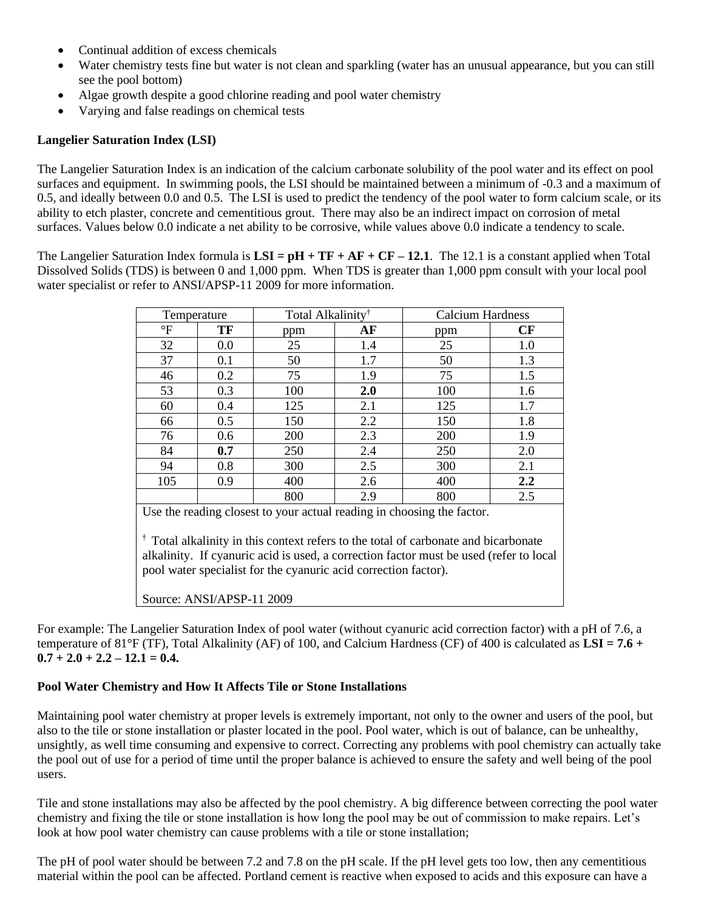- Continual addition of excess chemicals
- Water chemistry tests fine but water is not clean and sparkling (water has an unusual appearance, but you can still see the pool bottom)
- Algae growth despite a good chlorine reading and pool water chemistry
- Varying and false readings on chemical tests

**Langelier Saturation Index (LSI)**

The Langelier Saturation Index is an indication of the calcium carbonate solubility of the pool water and its effect on pool surfaces and equipment. In swimming pools, the LSI should be maintained between a minimum of -0.3 and a maximum of 0.5, and ideally between 0.0 and 0.5. The LSI is used to predict the tendency of the pool water to form calcium scale, or its ability to etch plaster, concrete and cementitious grout. There may also be an indirect impact on corrosion of metal surfaces. Values below 0.0 indicate a net ability to be corrosive, while values above 0.0 indicate a tendency to scale.

The Langelier Saturation Index formula is **LSI = pH + TF + AF + CF – 12.1**. The 12.1 is a constant applied when Total Dissolved Solids (TDS) is between 0 and 1,000 ppm. When TDS is greater than 1,000 ppm consult with your local pool water specialist or refer to ANSI/APSP-11 2009 for more information.

| Temperature | | Total Alkalinity[†] | | Calcium Hardness | |
|---|---|---|---|---|---|
| °F | **TF** | ppm | **AF** | ppm | **CF** |
| 32 | 0.0 | 25 | 1.4 | 25 | 1.0 |
| 37 | 0.1 | 50 | 1.7 | 50 | 1.3 |
| 46 | 0.2 | 75 | 1.9 | 75 | 1.5 |
| 53 | 0.3 | 100 | **2.0** | 100 | 1.6 |
| 60 | 0.4 | 125 | 2.1 | 125 | 1.7 |
| 66 | 0.5 | 150 | 2.2 | 150 | 1.8 |
| 76 | 0.6 | 200 | 2.3 | 200 | 1.9 |
| 84 | **0.7** | 250 | 2.4 | 250 | 2.0 |
| 94 | 0.8 | 300 | 2.5 | 300 | 2.1 |
| 105 | 0.9 | 400 | 2.6 | 400 | **2.2** |
| | | 800 | 2.9 | 800 | 2.5 |

Use the reading closest to your actual reading in choosing the factor.

[†] Total alkalinity in this context refers to the total of carbonate and bicarbonate alkalinity. If cyanuric acid is used, a correction factor must be used (refer to local pool water specialist for the cyanuric acid correction factor).

Source: ANSI/APSP-11 2009

For example: The Langelier Saturation Index of pool water (without cyanuric acid correction factor) with a pH of 7.6, a temperature of 81°F (TF), Total Alkalinity (AF) of 100, and Calcium Hardness (CF) of 400 is calculated as **LSI = 7.6 + 0.7 + 2.0 + 2.2 – 12.1 = 0.4.**

**Pool Water Chemistry and How It Affects Tile or Stone Installations**

Maintaining pool water chemistry at proper levels is extremely important, not only to the owner and users of the pool, but also to the tile or stone installation or plaster located in the pool. Pool water, which is out of balance, can be unhealthy, unsightly, as well time consuming and expensive to correct. Correcting any problems with pool chemistry can actually take the pool out of use for a period of time until the proper balance is achieved to ensure the safety and well being of the pool users.

Tile and stone installations may also be affected by the pool chemistry. A big difference between correcting the pool water chemistry and fixing the tile or stone installation is how long the pool may be out of commission to make repairs. Let's look at how pool water chemistry can cause problems with a tile or stone installation;

The pH of pool water should be between 7.2 and 7.8 on the pH scale. If the pH level gets too low, then any cementitious material within the pool can be affected. Portland cement is reactive when exposed to acids and this exposure can have a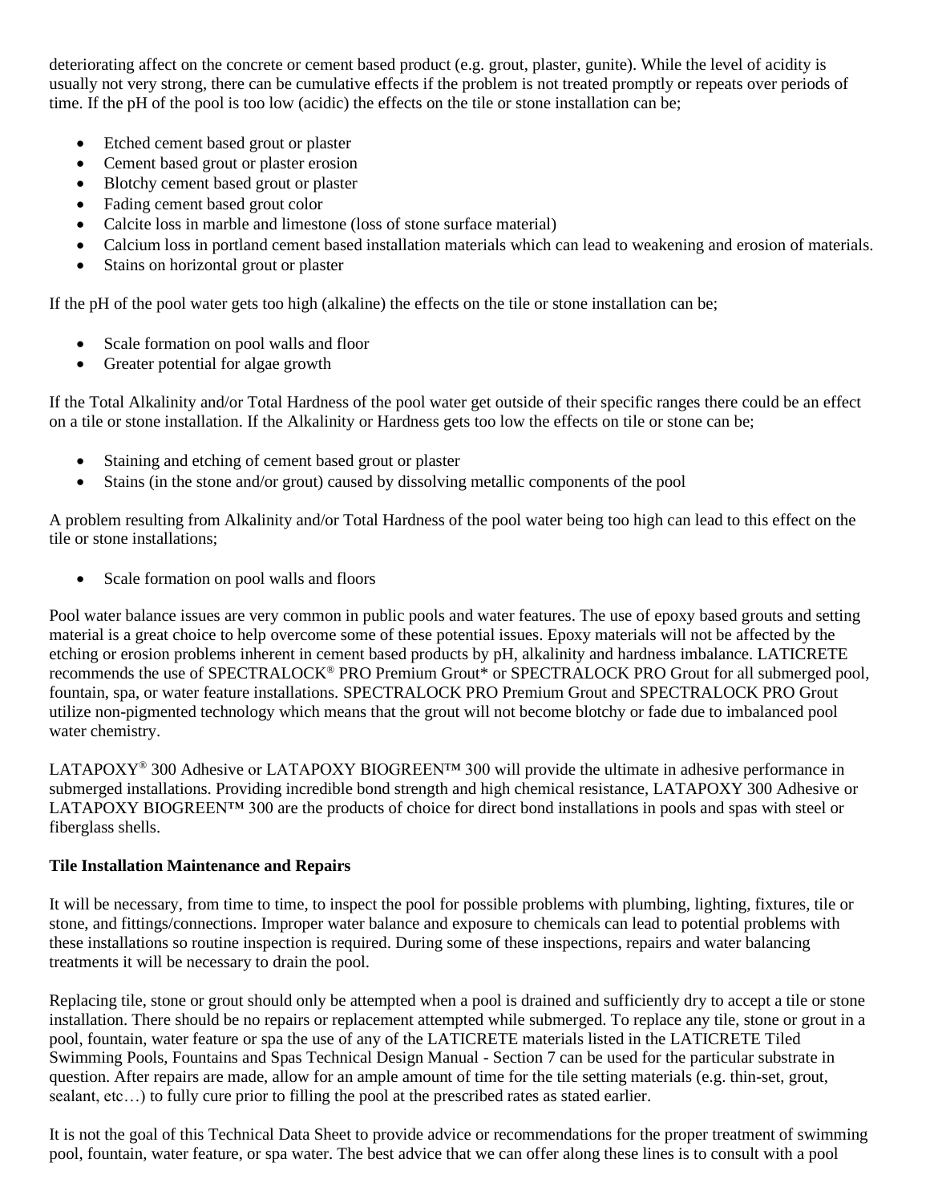deteriorating affect on the concrete or cement based product (e.g. grout, plaster, gunite). While the level of acidity is usually not very strong, there can be cumulative effects if the problem is not treated promptly or repeats over periods of time. If the pH of the pool is too low (acidic) the effects on the tile or stone installation can be;

- Etched cement based grout or plaster
- Cement based grout or plaster erosion
- Blotchy cement based grout or plaster
- Fading cement based grout color
- Calcite loss in marble and limestone (loss of stone surface material)
- Calcium loss in portland cement based installation materials which can lead to weakening and erosion of materials.
- Stains on horizontal grout or plaster

If the pH of the pool water gets too high (alkaline) the effects on the tile or stone installation can be;

- Scale formation on pool walls and floor
- Greater potential for algae growth

If the Total Alkalinity and/or Total Hardness of the pool water get outside of their specific ranges there could be an effect on a tile or stone installation. If the Alkalinity or Hardness gets too low the effects on tile or stone can be;

- Staining and etching of cement based grout or plaster
- Stains (in the stone and/or grout) caused by dissolving metallic components of the pool

A problem resulting from Alkalinity and/or Total Hardness of the pool water being too high can lead to this effect on the tile or stone installations;

- Scale formation on pool walls and floors

Pool water balance issues are very common in public pools and water features. The use of epoxy based grouts and setting material is a great choice to help overcome some of these potential issues. Epoxy materials will not be affected by the etching or erosion problems inherent in cement based products by pH, alkalinity and hardness imbalance. LATICRETE recommends the use of SPECTRALOCK® PRO Premium Grout* or SPECTRALOCK PRO Grout for all submerged pool, fountain, spa, or water feature installations. SPECTRALOCK PRO Premium Grout and SPECTRALOCK PRO Grout utilize non-pigmented technology which means that the grout will not become blotchy or fade due to imbalanced pool water chemistry.

LATAPOXY® 300 Adhesive or LATAPOXY BIOGREEN™ 300 will provide the ultimate in adhesive performance in submerged installations. Providing incredible bond strength and high chemical resistance, LATAPOXY 300 Adhesive or LATAPOXY BIOGREEN™ 300 are the products of choice for direct bond installations in pools and spas with steel or fiberglass shells.

**Tile Installation Maintenance and Repairs**

It will be necessary, from time to time, to inspect the pool for possible problems with plumbing, lighting, fixtures, tile or stone, and fittings/connections. Improper water balance and exposure to chemicals can lead to potential problems with these installations so routine inspection is required. During some of these inspections, repairs and water balancing treatments it will be necessary to drain the pool.

Replacing tile, stone or grout should only be attempted when a pool is drained and sufficiently dry to accept a tile or stone installation. There should be no repairs or replacement attempted while submerged. To replace any tile, stone or grout in a pool, fountain, water feature or spa the use of any of the LATICRETE materials listed in the LATICRETE Tiled Swimming Pools, Fountains and Spas Technical Design Manual - Section 7 can be used for the particular substrate in question. After repairs are made, allow for an ample amount of time for the tile setting materials (e.g. thin-set, grout, sealant, etc…) to fully cure prior to filling the pool at the prescribed rates as stated earlier.

It is not the goal of this Technical Data Sheet to provide advice or recommendations for the proper treatment of swimming pool, fountain, water feature, or spa water. The best advice that we can offer along these lines is to consult with a pool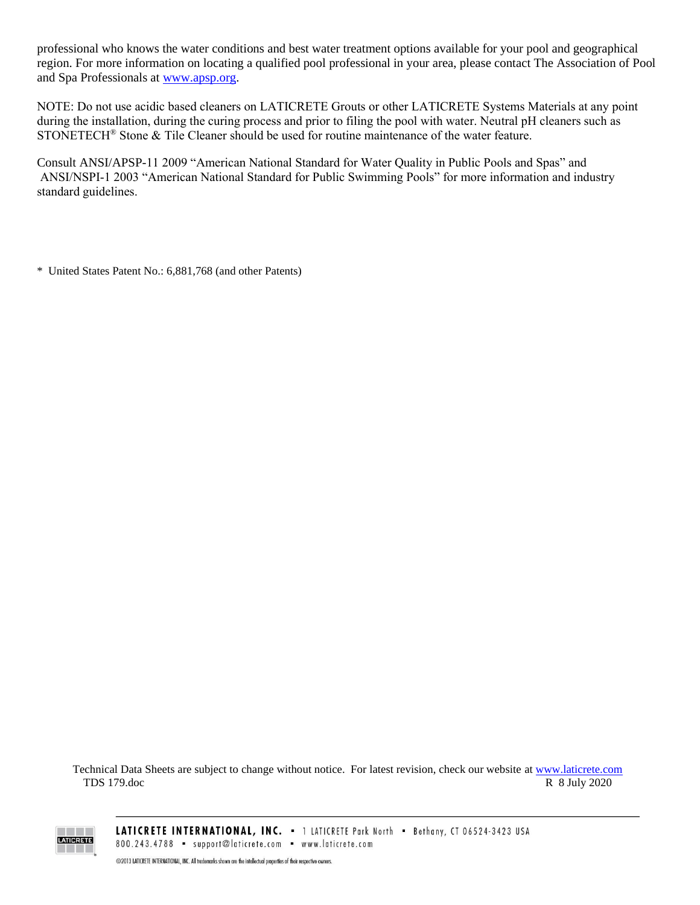professional who knows the water conditions and best water treatment options available for your pool and geographical region. For more information on locating a qualified pool professional in your area, please contact The Association of Pool and Spa Professionals at www.apsp.org.

NOTE: Do not use acidic based cleaners on LATICRETE Grouts or other LATICRETE Systems Materials at any point during the installation, during the curing process and prior to filing the pool with water. Neutral pH cleaners such as STONETECH® Stone & Tile Cleaner should be used for routine maintenance of the water feature.

Consult ANSI/APSP-11 2009 "American National Standard for Water Quality in Public Pools and Spas" and ANSI/NSPI-1 2003 "American National Standard for Public Swimming Pools" for more information and industry standard guidelines.

\* United States Patent No.: 6,881,768 (and other Patents)

Technical Data Sheets are subject to change without notice. For latest revision, check our website at www.laticrete.com

TDS 179.doc R 8 July 2020

**LATICRETE INTERNATIONAL, INC.** ▪ 1 LATICRETE Park North ▪ Bethany, CT 06524-3423 USA
800.243.4788 ▪ support@laticrete.com ▪ www.laticrete.com

©2013 LATICRETE INTERNATIONAL, INC. All trademarks shown are the intellectual properties of their respective owners.